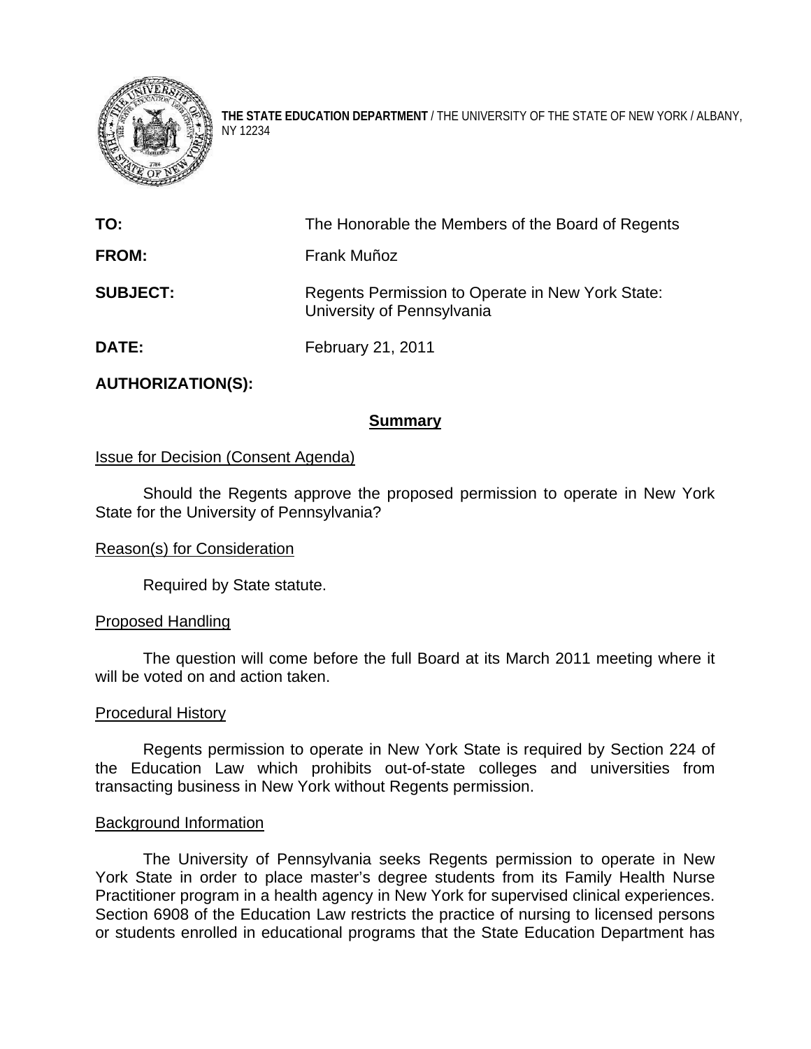**THE STATE EDUCATION DEPARTMENT** / THE UNIVERSITY OF THE STATE OF NEW YORK / ALBANY, NY 12234

| | |
|---|---|
| **TO:** | The Honorable the Members of the Board of Regents |
| **FROM:** | Frank Muñoz |
| **SUBJECT:** | Regents Permission to Operate in New York State: University of Pennsylvania |
| **DATE:** | February 21, 2011 |
| **AUTHORIZATION(S):** | |

## Summary

Issue for Decision (Consent Agenda)

Should the Regents approve the proposed permission to operate in New York State for the University of Pennsylvania?

Reason(s) for Consideration

Required by State statute.

Proposed Handling

The question will come before the full Board at its March 2011 meeting where it will be voted on and action taken.

Procedural History

Regents permission to operate in New York State is required by Section 224 of the Education Law which prohibits out-of-state colleges and universities from transacting business in New York without Regents permission.

Background Information

The University of Pennsylvania seeks Regents permission to operate in New York State in order to place master's degree students from its Family Health Nurse Practitioner program in a health agency in New York for supervised clinical experiences. Section 6908 of the Education Law restricts the practice of nursing to licensed persons or students enrolled in educational programs that the State Education Department has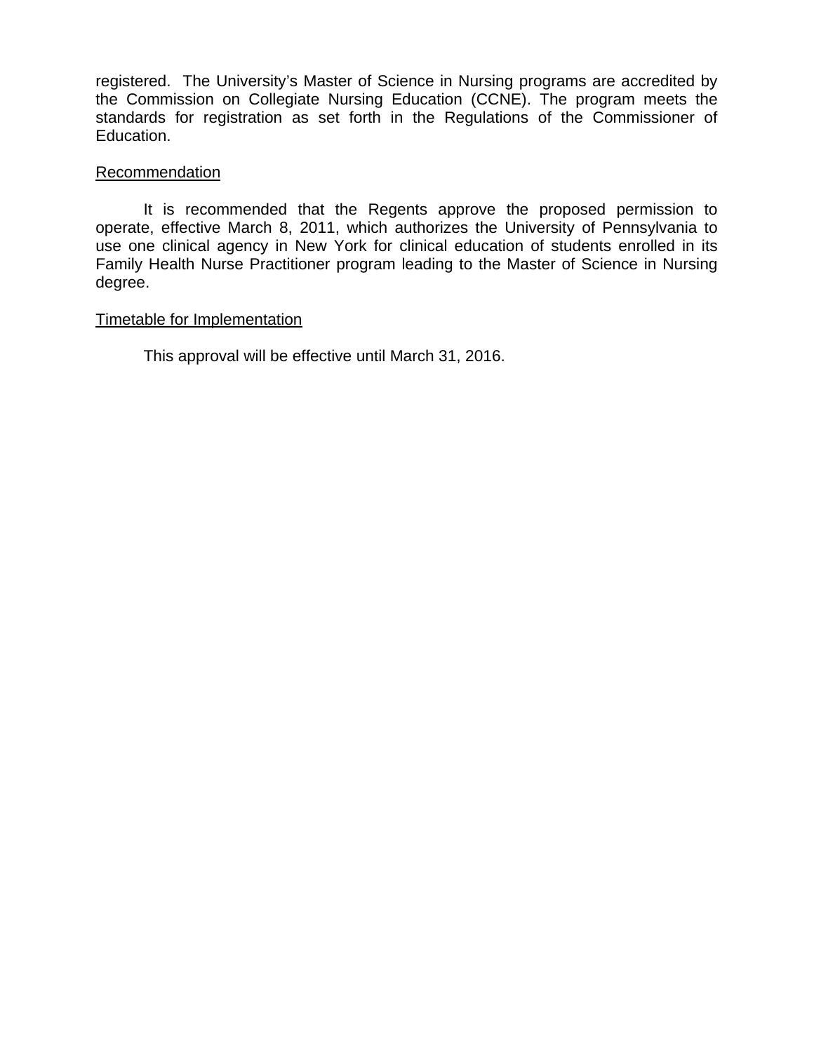registered. The University's Master of Science in Nursing programs are accredited by the Commission on Collegiate Nursing Education (CCNE). The program meets the standards for registration as set forth in the Regulations of the Commissioner of Education.

Recommendation

It is recommended that the Regents approve the proposed permission to operate, effective March 8, 2011, which authorizes the University of Pennsylvania to use one clinical agency in New York for clinical education of students enrolled in its Family Health Nurse Practitioner program leading to the Master of Science in Nursing degree.

Timetable for Implementation

This approval will be effective until March 31, 2016.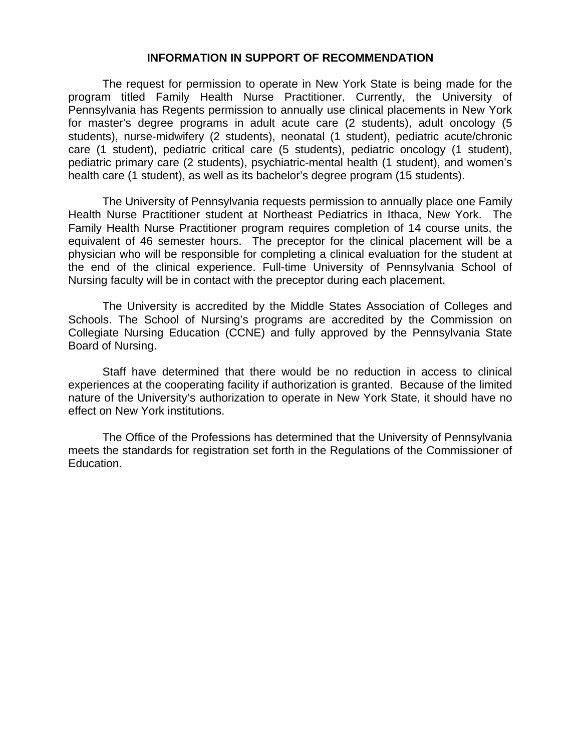## INFORMATION IN SUPPORT OF RECOMMENDATION

The request for permission to operate in New York State is being made for the program titled Family Health Nurse Practitioner. Currently, the University of Pennsylvania has Regents permission to annually use clinical placements in New York for master's degree programs in adult acute care (2 students), adult oncology (5 students), nurse-midwifery (2 students), neonatal (1 student), pediatric acute/chronic care (1 student), pediatric critical care (5 students), pediatric oncology (1 student), pediatric primary care (2 students), psychiatric-mental health (1 student), and women's health care (1 student), as well as its bachelor's degree program (15 students).

The University of Pennsylvania requests permission to annually place one Family Health Nurse Practitioner student at Northeast Pediatrics in Ithaca, New York. The Family Health Nurse Practitioner program requires completion of 14 course units, the equivalent of 46 semester hours. The preceptor for the clinical placement will be a physician who will be responsible for completing a clinical evaluation for the student at the end of the clinical experience. Full-time University of Pennsylvania School of Nursing faculty will be in contact with the preceptor during each placement.

The University is accredited by the Middle States Association of Colleges and Schools. The School of Nursing's programs are accredited by the Commission on Collegiate Nursing Education (CCNE) and fully approved by the Pennsylvania State Board of Nursing.

Staff have determined that there would be no reduction in access to clinical experiences at the cooperating facility if authorization is granted. Because of the limited nature of the University's authorization to operate in New York State, it should have no effect on New York institutions.

The Office of the Professions has determined that the University of Pennsylvania meets the standards for registration set forth in the Regulations of the Commissioner of Education.